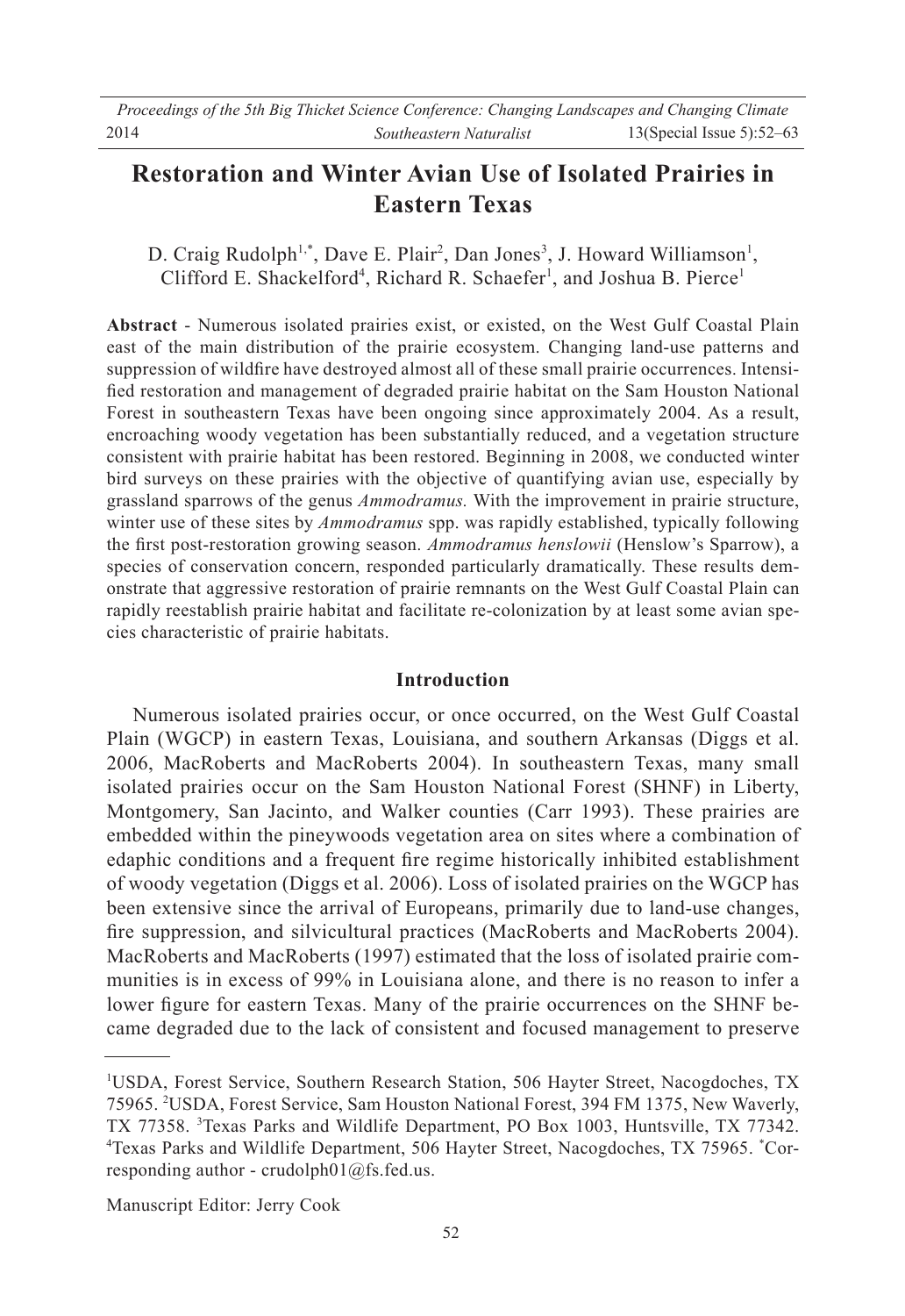# Restoration and Winter Avian Use of Isolated Prairies in Eastern Texas

D. Craig Rudolph[1,*], Dave E. Plair[2], Dan Jones[3], J. Howard Williamson[1], Clifford E. Shackelford[4], Richard R. Schaefer[1], and Joshua B. Pierce[1]

**Abstract** - Numerous isolated prairies exist, or existed, on the West Gulf Coastal Plain east of the main distribution of the prairie ecosystem. Changing land-use patterns and suppression of wildfire have destroyed almost all of these small prairie occurrences. Intensified restoration and management of degraded prairie habitat on the Sam Houston National Forest in southeastern Texas have been ongoing since approximately 2004. As a result, encroaching woody vegetation has been substantially reduced, and a vegetation structure consistent with prairie habitat has been restored. Beginning in 2008, we conducted winter bird surveys on these prairies with the objective of quantifying avian use, especially by grassland sparrows of the genus *Ammodramus.* With the improvement in prairie structure, winter use of these sites by *Ammodramus* spp. was rapidly established, typically following the first post-restoration growing season. *Ammodramus henslowii* (Henslow's Sparrow), a species of conservation concern, responded particularly dramatically. These results demonstrate that aggressive restoration of prairie remnants on the West Gulf Coastal Plain can rapidly reestablish prairie habitat and facilitate re-colonization by at least some avian species characteristic of prairie habitats.

## Introduction

Numerous isolated prairies occur, or once occurred, on the West Gulf Coastal Plain (WGCP) in eastern Texas, Louisiana, and southern Arkansas (Diggs et al. 2006, MacRoberts and MacRoberts 2004). In southeastern Texas, many small isolated prairies occur on the Sam Houston National Forest (SHNF) in Liberty, Montgomery, San Jacinto, and Walker counties (Carr 1993). These prairies are embedded within the pineywoods vegetation area on sites where a combination of edaphic conditions and a frequent fire regime historically inhibited establishment of woody vegetation (Diggs et al. 2006). Loss of isolated prairies on the WGCP has been extensive since the arrival of Europeans, primarily due to land-use changes, fire suppression, and silvicultural practices (MacRoberts and MacRoberts 2004). MacRoberts and MacRoberts (1997) estimated that the loss of isolated prairie communities is in excess of 99% in Louisiana alone, and there is no reason to infer a lower figure for eastern Texas. Many of the prairie occurrences on the SHNF became degraded due to the lack of consistent and focused management to preserve

---

[1]USDA, Forest Service, Southern Research Station, 506 Hayter Street, Nacogdoches, TX 75965. [2]USDA, Forest Service, Sam Houston National Forest, 394 FM 1375, New Waverly, TX 77358. [3]Texas Parks and Wildlife Department, PO Box 1003, Huntsville, TX 77342. [4]Texas Parks and Wildlife Department, 506 Hayter Street, Nacogdoches, TX 75965. [*]Corresponding author - crudolph01@fs.fed.us.

Manuscript Editor: Jerry Cook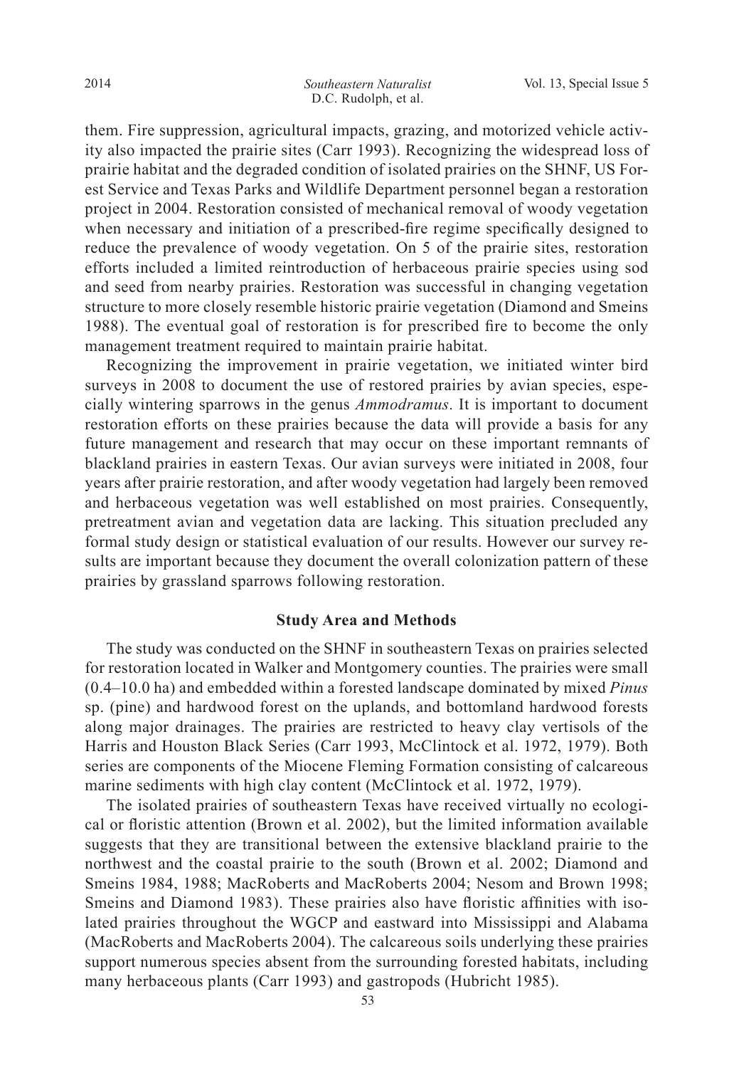them. Fire suppression, agricultural impacts, grazing, and motorized vehicle activity also impacted the prairie sites (Carr 1993). Recognizing the widespread loss of prairie habitat and the degraded condition of isolated prairies on the SHNF, US Forest Service and Texas Parks and Wildlife Department personnel began a restoration project in 2004. Restoration consisted of mechanical removal of woody vegetation when necessary and initiation of a prescribed-fire regime specifically designed to reduce the prevalence of woody vegetation. On 5 of the prairie sites, restoration efforts included a limited reintroduction of herbaceous prairie species using sod and seed from nearby prairies. Restoration was successful in changing vegetation structure to more closely resemble historic prairie vegetation (Diamond and Smeins 1988). The eventual goal of restoration is for prescribed fire to become the only management treatment required to maintain prairie habitat.

Recognizing the improvement in prairie vegetation, we initiated winter bird surveys in 2008 to document the use of restored prairies by avian species, especially wintering sparrows in the genus *Ammodramus*. It is important to document restoration efforts on these prairies because the data will provide a basis for any future management and research that may occur on these important remnants of blackland prairies in eastern Texas. Our avian surveys were initiated in 2008, four years after prairie restoration, and after woody vegetation had largely been removed and herbaceous vegetation was well established on most prairies. Consequently, pretreatment avian and vegetation data are lacking. This situation precluded any formal study design or statistical evaluation of our results. However our survey results are important because they document the overall colonization pattern of these prairies by grassland sparrows following restoration.

## Study Area and Methods

The study was conducted on the SHNF in southeastern Texas on prairies selected for restoration located in Walker and Montgomery counties. The prairies were small (0.4–10.0 ha) and embedded within a forested landscape dominated by mixed *Pinus* sp. (pine) and hardwood forest on the uplands, and bottomland hardwood forests along major drainages. The prairies are restricted to heavy clay vertisols of the Harris and Houston Black Series (Carr 1993, McClintock et al. 1972, 1979). Both series are components of the Miocene Fleming Formation consisting of calcareous marine sediments with high clay content (McClintock et al. 1972, 1979).

The isolated prairies of southeastern Texas have received virtually no ecological or floristic attention (Brown et al. 2002), but the limited information available suggests that they are transitional between the extensive blackland prairie to the northwest and the coastal prairie to the south (Brown et al. 2002; Diamond and Smeins 1984, 1988; MacRoberts and MacRoberts 2004; Nesom and Brown 1998; Smeins and Diamond 1983). These prairies also have floristic affinities with isolated prairies throughout the WGCP and eastward into Mississippi and Alabama (MacRoberts and MacRoberts 2004). The calcareous soils underlying these prairies support numerous species absent from the surrounding forested habitats, including many herbaceous plants (Carr 1993) and gastropods (Hubricht 1985).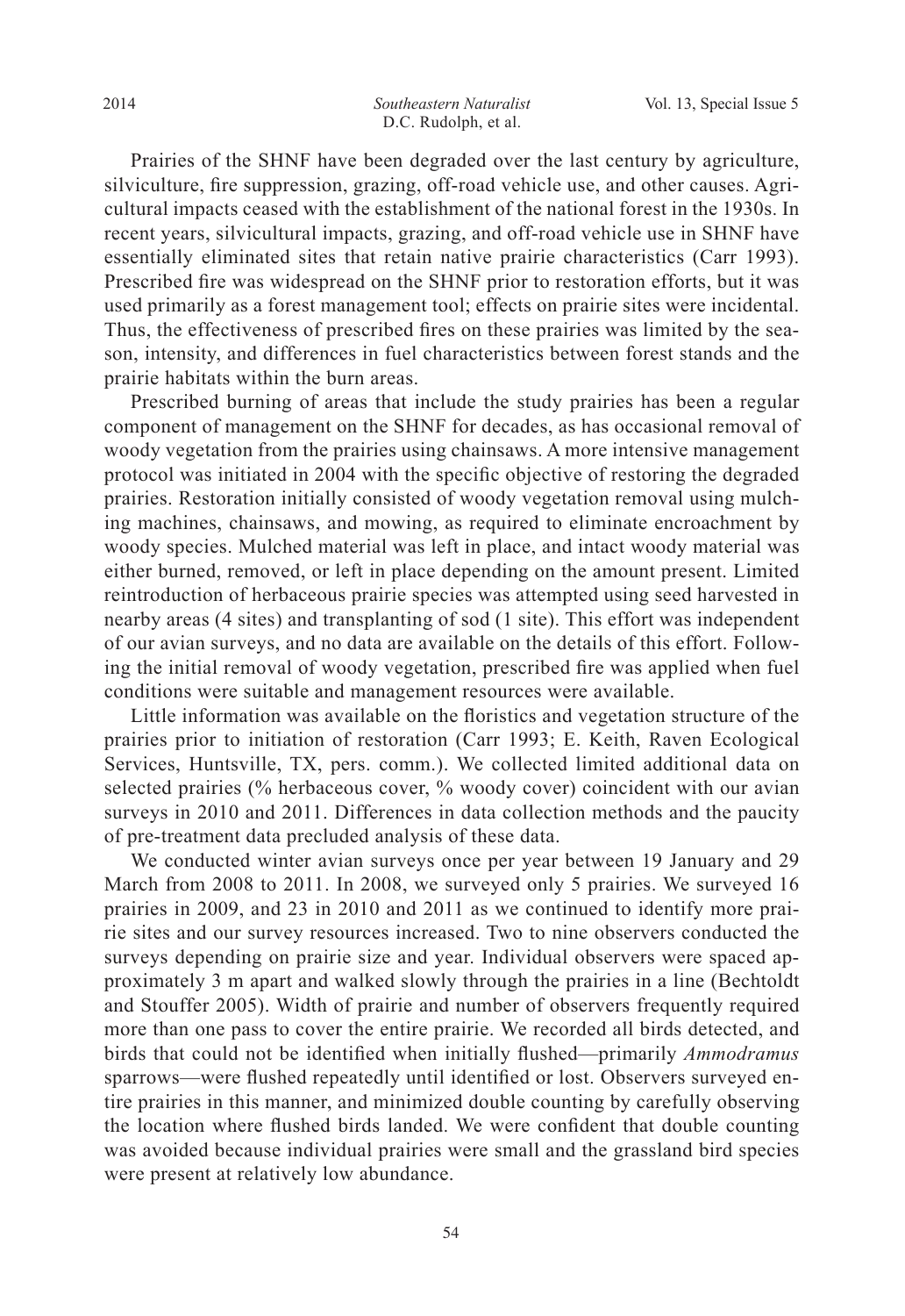Prairies of the SHNF have been degraded over the last century by agriculture, silviculture, fire suppression, grazing, off-road vehicle use, and other causes. Agricultural impacts ceased with the establishment of the national forest in the 1930s. In recent years, silvicultural impacts, grazing, and off-road vehicle use in SHNF have essentially eliminated sites that retain native prairie characteristics (Carr 1993). Prescribed fire was widespread on the SHNF prior to restoration efforts, but it was used primarily as a forest management tool; effects on prairie sites were incidental. Thus, the effectiveness of prescribed fires on these prairies was limited by the season, intensity, and differences in fuel characteristics between forest stands and the prairie habitats within the burn areas.

Prescribed burning of areas that include the study prairies has been a regular component of management on the SHNF for decades, as has occasional removal of woody vegetation from the prairies using chainsaws. A more intensive management protocol was initiated in 2004 with the specific objective of restoring the degraded prairies. Restoration initially consisted of woody vegetation removal using mulching machines, chainsaws, and mowing, as required to eliminate encroachment by woody species. Mulched material was left in place, and intact woody material was either burned, removed, or left in place depending on the amount present. Limited reintroduction of herbaceous prairie species was attempted using seed harvested in nearby areas (4 sites) and transplanting of sod (1 site). This effort was independent of our avian surveys, and no data are available on the details of this effort. Following the initial removal of woody vegetation, prescribed fire was applied when fuel conditions were suitable and management resources were available.

Little information was available on the floristics and vegetation structure of the prairies prior to initiation of restoration (Carr 1993; E. Keith, Raven Ecological Services, Huntsville, TX, pers. comm.). We collected limited additional data on selected prairies (% herbaceous cover, % woody cover) coincident with our avian surveys in 2010 and 2011. Differences in data collection methods and the paucity of pre-treatment data precluded analysis of these data.

We conducted winter avian surveys once per year between 19 January and 29 March from 2008 to 2011. In 2008, we surveyed only 5 prairies. We surveyed 16 prairies in 2009, and 23 in 2010 and 2011 as we continued to identify more prairie sites and our survey resources increased. Two to nine observers conducted the surveys depending on prairie size and year. Individual observers were spaced approximately 3 m apart and walked slowly through the prairies in a line (Bechtoldt and Stouffer 2005). Width of prairie and number of observers frequently required more than one pass to cover the entire prairie. We recorded all birds detected, and birds that could not be identified when initially flushed—primarily *Ammodramus* sparrows—were flushed repeatedly until identified or lost. Observers surveyed entire prairies in this manner, and minimized double counting by carefully observing the location where flushed birds landed. We were confident that double counting was avoided because individual prairies were small and the grassland bird species were present at relatively low abundance.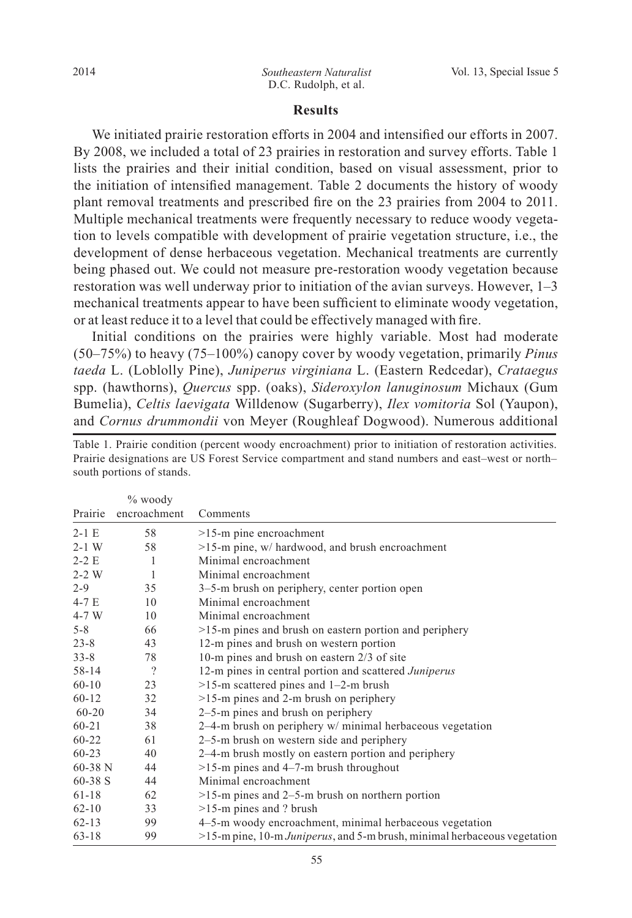## Results

We initiated prairie restoration efforts in 2004 and intensified our efforts in 2007. By 2008, we included a total of 23 prairies in restoration and survey efforts. Table 1 lists the prairies and their initial condition, based on visual assessment, prior to the initiation of intensified management. Table 2 documents the history of woody plant removal treatments and prescribed fire on the 23 prairies from 2004 to 2011. Multiple mechanical treatments were frequently necessary to reduce woody vegetation to levels compatible with development of prairie vegetation structure, i.e., the development of dense herbaceous vegetation. Mechanical treatments are currently being phased out. We could not measure pre-restoration woody vegetation because restoration was well underway prior to initiation of the avian surveys. However, 1–3 mechanical treatments appear to have been sufficient to eliminate woody vegetation, or at least reduce it to a level that could be effectively managed with fire.

Initial conditions on the prairies were highly variable. Most had moderate (50–75%) to heavy (75–100%) canopy cover by woody vegetation, primarily *Pinus taeda* L. (Loblolly Pine), *Juniperus virginiana* L. (Eastern Redcedar), *Crataegus* spp. (hawthorns), *Quercus* spp. (oaks), *Sideroxylon lanuginosum* Michaux (Gum Bumelia), *Celtis laevigata* Willdenow (Sugarberry), *Ilex vomitoria* Sol (Yaupon), and *Cornus drummondii* von Meyer (Roughleaf Dogwood). Numerous additional

Table 1. Prairie condition (percent woody encroachment) prior to initiation of restoration activities. Prairie designations are US Forest Service compartment and stand numbers and east–west or north–south portions of stands.

| Prairie | % woody encroachment | Comments |
|---|---|---|
| 2-1 E | 58 | >15-m pine encroachment |
| 2-1 W | 58 | >15-m pine, w/ hardwood, and brush encroachment |
| 2-2 E | 1 | Minimal encroachment |
| 2-2 W | 1 | Minimal encroachment |
| 2-9 | 35 | 3–5-m brush on periphery, center portion open |
| 4-7 E | 10 | Minimal encroachment |
| 4-7 W | 10 | Minimal encroachment |
| 5-8 | 66 | >15-m pines and brush on eastern portion and periphery |
| 23-8 | 43 | 12-m pines and brush on western portion |
| 33-8 | 78 | 10-m pines and brush on eastern 2/3 of site |
| 58-14 | ? | 12-m pines in central portion and scattered *Juniperus* |
| 60-10 | 23 | >15-m scattered pines and 1–2-m brush |
| 60-12 | 32 | >15-m pines and 2-m brush on periphery |
| 60-20 | 34 | 2–5-m pines and brush on periphery |
| 60-21 | 38 | 2–4-m brush on periphery w/ minimal herbaceous vegetation |
| 60-22 | 61 | 2–5-m brush on western side and periphery |
| 60-23 | 40 | 2–4-m brush mostly on eastern portion and periphery |
| 60-38 N | 44 | >15-m pines and 4–7-m brush throughout |
| 60-38 S | 44 | Minimal encroachment |
| 61-18 | 62 | >15-m pines and 2–5-m brush on northern portion |
| 62-10 | 33 | >15-m pines and ? brush |
| 62-13 | 99 | 4–5-m woody encroachment, minimal herbaceous vegetation |
| 63-18 | 99 | >15-m pine, 10-m *Juniperus*, and 5-m brush, minimal herbaceous vegetation |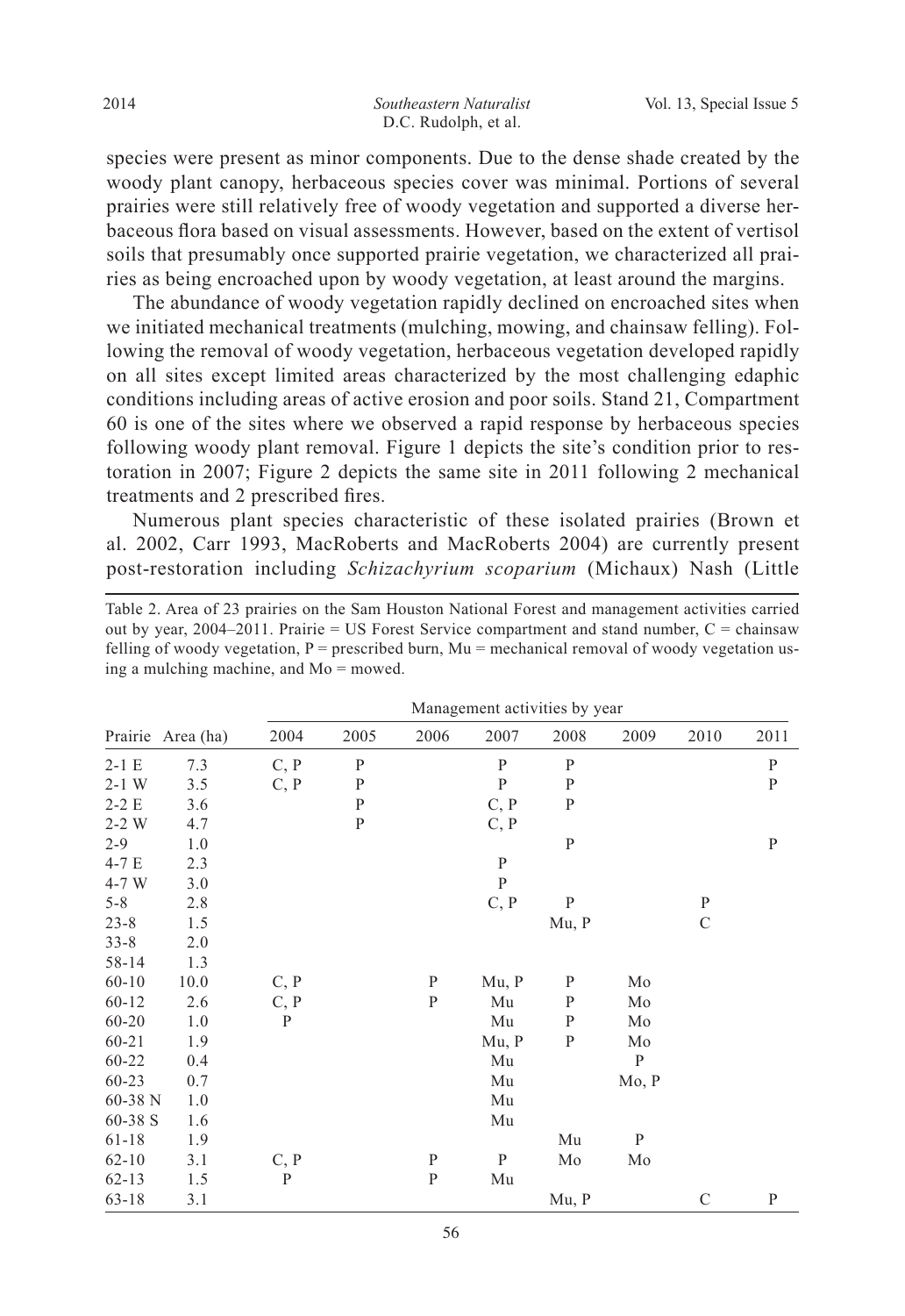species were present as minor components. Due to the dense shade created by the woody plant canopy, herbaceous species cover was minimal. Portions of several prairies were still relatively free of woody vegetation and supported a diverse herbaceous flora based on visual assessments. However, based on the extent of vertisol soils that presumably once supported prairie vegetation, we characterized all prairies as being encroached upon by woody vegetation, at least around the margins.

The abundance of woody vegetation rapidly declined on encroached sites when we initiated mechanical treatments (mulching, mowing, and chainsaw felling). Following the removal of woody vegetation, herbaceous vegetation developed rapidly on all sites except limited areas characterized by the most challenging edaphic conditions including areas of active erosion and poor soils. Stand 21, Compartment 60 is one of the sites where we observed a rapid response by herbaceous species following woody plant removal. Figure 1 depicts the site's condition prior to restoration in 2007; Figure 2 depicts the same site in 2011 following 2 mechanical treatments and 2 prescribed fires.

Numerous plant species characteristic of these isolated prairies (Brown et al. 2002, Carr 1993, MacRoberts and MacRoberts 2004) are currently present post-restoration including *Schizachyrium scoparium* (Michaux) Nash (Little

Table 2. Area of 23 prairies on the Sam Houston National Forest and management activities carried out by year, 2004–2011. Prairie = US Forest Service compartment and stand number, C = chainsaw felling of woody vegetation, P = prescribed burn, Mu = mechanical removal of woody vegetation using a mulching machine, and Mo = mowed.

| | | Management activities by year | | | | | | | |
|---|---|---|---|---|---|---|---|---|---|
| Prairie | Area (ha) | 2004 | 2005 | 2006 | 2007 | 2008 | 2009 | 2010 | 2011 |
| 2-1 E | 7.3 | C, P | P | | P | P | | | P |
| 2-1 W | 3.5 | C, P | P | | P | P | | | P |
| 2-2 E | 3.6 | | P | | C, P | P | | | |
| 2-2 W | 4.7 | | P | | C, P | | | | |
| 2-9 | 1.0 | | | | | P | | | P |
| 4-7 E | 2.3 | | | | P | | | | |
| 4-7 W | 3.0 | | | | P | | | | |
| 5-8 | 2.8 | | | | C, P | P | | P | |
| 23-8 | 1.5 | | | | | Mu, P | | C | |
| 33-8 | 2.0 | | | | | | | | |
| 58-14 | 1.3 | | | | | | | | |
| 60-10 | 10.0 | C, P | | P | Mu, P | P | Mo | | |
| 60-12 | 2.6 | C, P | | P | Mu | P | Mo | | |
| 60-20 | 1.0 | P | | | Mu | P | Mo | | |
| 60-21 | 1.9 | | | | Mu, P | P | Mo | | |
| 60-22 | 0.4 | | | | Mu | | P | | |
| 60-23 | 0.7 | | | | Mu | | Mo, P | | |
| 60-38 N | 1.0 | | | | Mu | | | | |
| 60-38 S | 1.6 | | | | Mu | | | | |
| 61-18 | 1.9 | | | | | Mu | P | | |
| 62-10 | 3.1 | C, P | | P | P | Mo | Mo | | |
| 62-13 | 1.5 | P | | P | Mu | | | | |
| 63-18 | 3.1 | | | | | Mu, P | | C | P |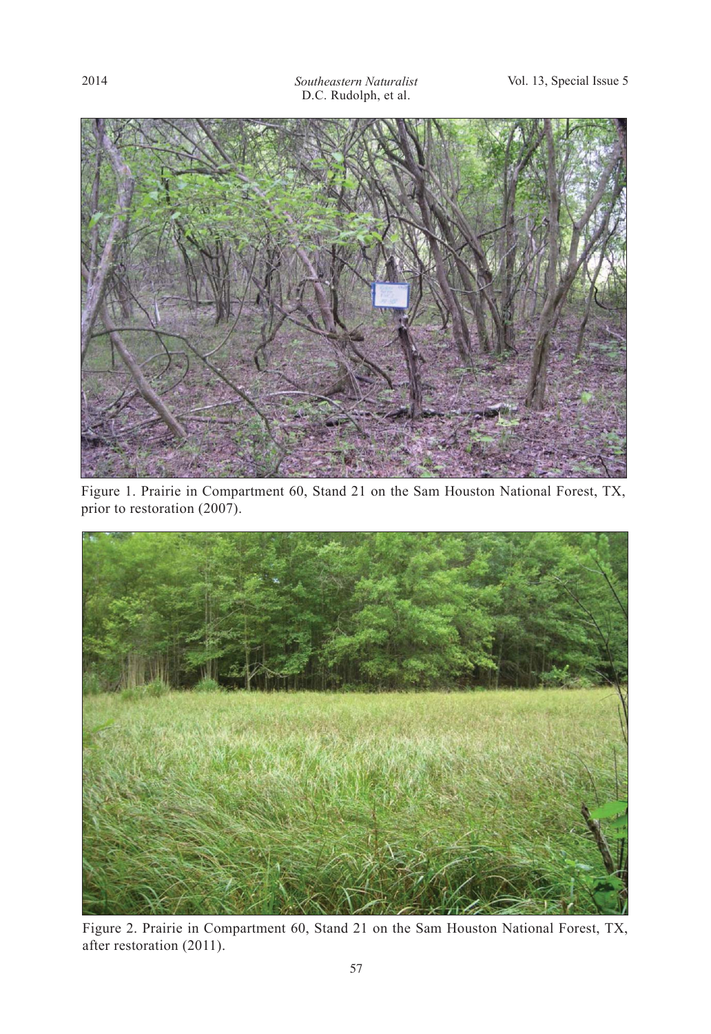Figure 1. Prairie in Compartment 60, Stand 21 on the Sam Houston National Forest, TX, prior to restoration (2007).

Figure 2. Prairie in Compartment 60, Stand 21 on the Sam Houston National Forest, TX, after restoration (2011).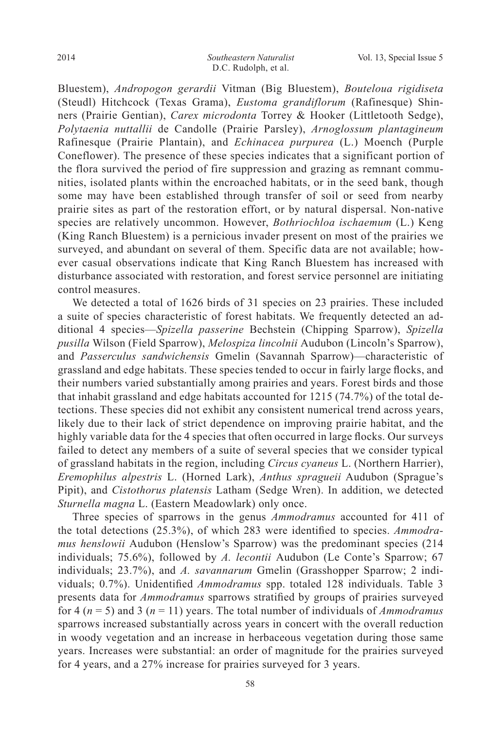Bluestem), *Andropogon gerardii* Vitman (Big Bluestem), *Bouteloua rigidiseta* (Steudl) Hitchcock (Texas Grama), *Eustoma grandiflorum* (Rafinesque) Shinners (Prairie Gentian), *Carex microdonta* Torrey & Hooker (Littletooth Sedge), *Polytaenia nuttallii* de Candolle (Prairie Parsley), *Arnoglossum plantagineum* Rafinesque (Prairie Plantain), and *Echinacea purpurea* (L.) Moench (Purple Coneflower). The presence of these species indicates that a significant portion of the flora survived the period of fire suppression and grazing as remnant communities, isolated plants within the encroached habitats, or in the seed bank, though some may have been established through transfer of soil or seed from nearby prairie sites as part of the restoration effort, or by natural dispersal. Non-native species are relatively uncommon. However, *Bothriochloa ischaemum* (L.) Keng (King Ranch Bluestem) is a pernicious invader present on most of the prairies we surveyed, and abundant on several of them. Specific data are not available; however casual observations indicate that King Ranch Bluestem has increased with disturbance associated with restoration, and forest service personnel are initiating control measures.

We detected a total of 1626 birds of 31 species on 23 prairies. These included a suite of species characteristic of forest habitats. We frequently detected an additional 4 species—*Spizella passerine* Bechstein (Chipping Sparrow), *Spizella pusilla* Wilson (Field Sparrow), *Melospiza lincolnii* Audubon (Lincoln's Sparrow), and *Passerculus sandwichensis* Gmelin (Savannah Sparrow)—characteristic of grassland and edge habitats. These species tended to occur in fairly large flocks, and their numbers varied substantially among prairies and years. Forest birds and those that inhabit grassland and edge habitats accounted for 1215 (74.7%) of the total detections. These species did not exhibit any consistent numerical trend across years, likely due to their lack of strict dependence on improving prairie habitat, and the highly variable data for the 4 species that often occurred in large flocks. Our surveys failed to detect any members of a suite of several species that we consider typical of grassland habitats in the region, including *Circus cyaneus* L. (Northern Harrier), *Eremophilus alpestris* L. (Horned Lark), *Anthus spragueii* Audubon (Sprague's Pipit), and *Cistothorus platensis* Latham (Sedge Wren). In addition, we detected *Sturnella magna* L. (Eastern Meadowlark) only once.

Three species of sparrows in the genus *Ammodramus* accounted for 411 of the total detections (25.3%), of which 283 were identified to species. *Ammodramus henslowii* Audubon (Henslow's Sparrow) was the predominant species (214 individuals; 75.6%), followed by *A. lecontii* Audubon (Le Conte's Sparrow; 67 individuals; 23.7%), and *A. savannarum* Gmelin (Grasshopper Sparrow; 2 individuals; 0.7%). Unidentified *Ammodramus* spp. totaled 128 individuals. Table 3 presents data for *Ammodramus* sparrows stratified by groups of prairies surveyed for 4 ($n = 5$) and 3 ($n = 11$) years. The total number of individuals of *Ammodramus* sparrows increased substantially across years in concert with the overall reduction in woody vegetation and an increase in herbaceous vegetation during those same years. Increases were substantial: an order of magnitude for the prairies surveyed for 4 years, and a 27% increase for prairies surveyed for 3 years.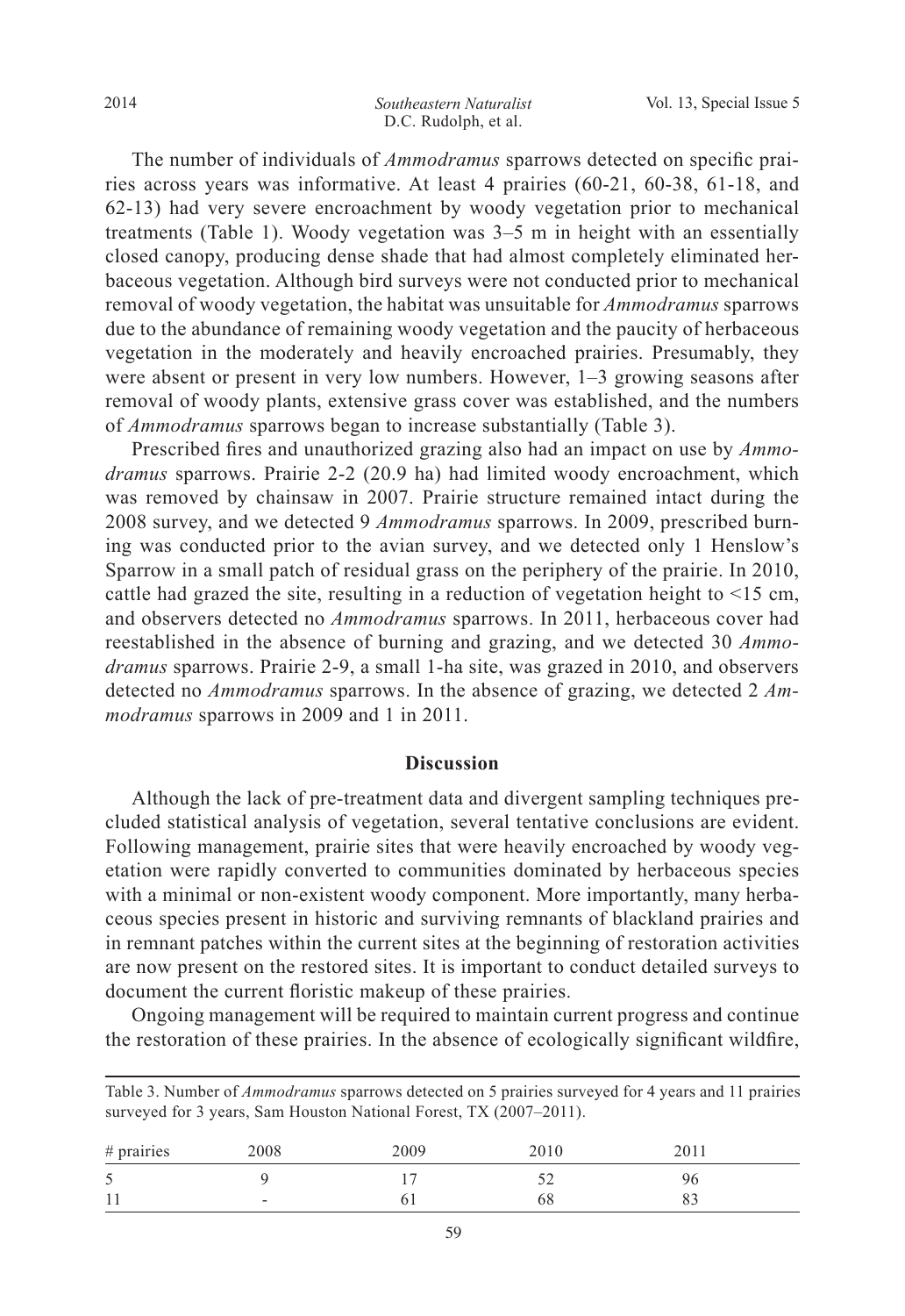The number of individuals of *Ammodramus* sparrows detected on specific prairies across years was informative. At least 4 prairies (60-21, 60-38, 61-18, and 62-13) had very severe encroachment by woody vegetation prior to mechanical treatments (Table 1). Woody vegetation was 3–5 m in height with an essentially closed canopy, producing dense shade that had almost completely eliminated herbaceous vegetation. Although bird surveys were not conducted prior to mechanical removal of woody vegetation, the habitat was unsuitable for *Ammodramus* sparrows due to the abundance of remaining woody vegetation and the paucity of herbaceous vegetation in the moderately and heavily encroached prairies. Presumably, they were absent or present in very low numbers. However, 1–3 growing seasons after removal of woody plants, extensive grass cover was established, and the numbers of *Ammodramus* sparrows began to increase substantially (Table 3).

Prescribed fires and unauthorized grazing also had an impact on use by *Ammodramus* sparrows. Prairie 2-2 (20.9 ha) had limited woody encroachment, which was removed by chainsaw in 2007. Prairie structure remained intact during the 2008 survey, and we detected 9 *Ammodramus* sparrows. In 2009, prescribed burning was conducted prior to the avian survey, and we detected only 1 Henslow's Sparrow in a small patch of residual grass on the periphery of the prairie. In 2010, cattle had grazed the site, resulting in a reduction of vegetation height to <15 cm, and observers detected no *Ammodramus* sparrows. In 2011, herbaceous cover had reestablished in the absence of burning and grazing, and we detected 30 *Ammodramus* sparrows. Prairie 2-9, a small 1-ha site, was grazed in 2010, and observers detected no *Ammodramus* sparrows. In the absence of grazing, we detected 2 *Ammodramus* sparrows in 2009 and 1 in 2011.

## Discussion

Although the lack of pre-treatment data and divergent sampling techniques precluded statistical analysis of vegetation, several tentative conclusions are evident. Following management, prairie sites that were heavily encroached by woody vegetation were rapidly converted to communities dominated by herbaceous species with a minimal or non-existent woody component. More importantly, many herbaceous species present in historic and surviving remnants of blackland prairies and in remnant patches within the current sites at the beginning of restoration activities are now present on the restored sites. It is important to conduct detailed surveys to document the current floristic makeup of these prairies.

Ongoing management will be required to maintain current progress and continue the restoration of these prairies. In the absence of ecologically significant wildfire,

Table 3. Number of *Ammodramus* sparrows detected on 5 prairies surveyed for 4 years and 11 prairies surveyed for 3 years, Sam Houston National Forest, TX (2007–2011).

| # prairies | 2008 | 2009 | 2010 | 2011 |
|---|---|---|---|---|
| 5 | 9 | 17 | 52 | 96 |
| 11 | - | 61 | 68 | 83 |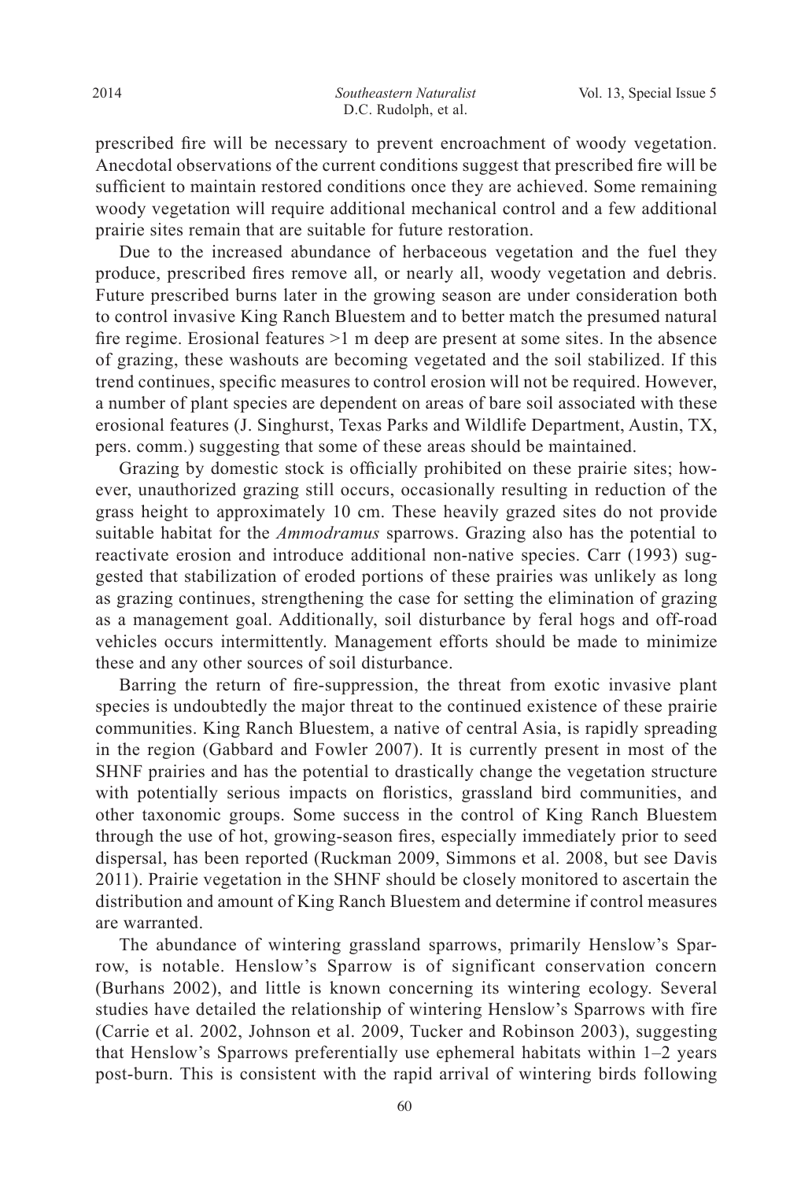prescribed fire will be necessary to prevent encroachment of woody vegetation. Anecdotal observations of the current conditions suggest that prescribed fire will be sufficient to maintain restored conditions once they are achieved. Some remaining woody vegetation will require additional mechanical control and a few additional prairie sites remain that are suitable for future restoration.

Due to the increased abundance of herbaceous vegetation and the fuel they produce, prescribed fires remove all, or nearly all, woody vegetation and debris. Future prescribed burns later in the growing season are under consideration both to control invasive King Ranch Bluestem and to better match the presumed natural fire regime. Erosional features >1 m deep are present at some sites. In the absence of grazing, these washouts are becoming vegetated and the soil stabilized. If this trend continues, specific measures to control erosion will not be required. However, a number of plant species are dependent on areas of bare soil associated with these erosional features (J. Singhurst, Texas Parks and Wildlife Department, Austin, TX, pers. comm.) suggesting that some of these areas should be maintained.

Grazing by domestic stock is officially prohibited on these prairie sites; however, unauthorized grazing still occurs, occasionally resulting in reduction of the grass height to approximately 10 cm. These heavily grazed sites do not provide suitable habitat for the *Ammodramus* sparrows. Grazing also has the potential to reactivate erosion and introduce additional non-native species. Carr (1993) suggested that stabilization of eroded portions of these prairies was unlikely as long as grazing continues, strengthening the case for setting the elimination of grazing as a management goal. Additionally, soil disturbance by feral hogs and off-road vehicles occurs intermittently. Management efforts should be made to minimize these and any other sources of soil disturbance.

Barring the return of fire-suppression, the threat from exotic invasive plant species is undoubtedly the major threat to the continued existence of these prairie communities. King Ranch Bluestem, a native of central Asia, is rapidly spreading in the region (Gabbard and Fowler 2007). It is currently present in most of the SHNF prairies and has the potential to drastically change the vegetation structure with potentially serious impacts on floristics, grassland bird communities, and other taxonomic groups. Some success in the control of King Ranch Bluestem through the use of hot, growing-season fires, especially immediately prior to seed dispersal, has been reported (Ruckman 2009, Simmons et al. 2008, but see Davis 2011). Prairie vegetation in the SHNF should be closely monitored to ascertain the distribution and amount of King Ranch Bluestem and determine if control measures are warranted.

The abundance of wintering grassland sparrows, primarily Henslow's Sparrow, is notable. Henslow's Sparrow is of significant conservation concern (Burhans 2002), and little is known concerning its wintering ecology. Several studies have detailed the relationship of wintering Henslow's Sparrows with fire (Carrie et al. 2002, Johnson et al. 2009, Tucker and Robinson 2003), suggesting that Henslow's Sparrows preferentially use ephemeral habitats within 1–2 years post-burn. This is consistent with the rapid arrival of wintering birds following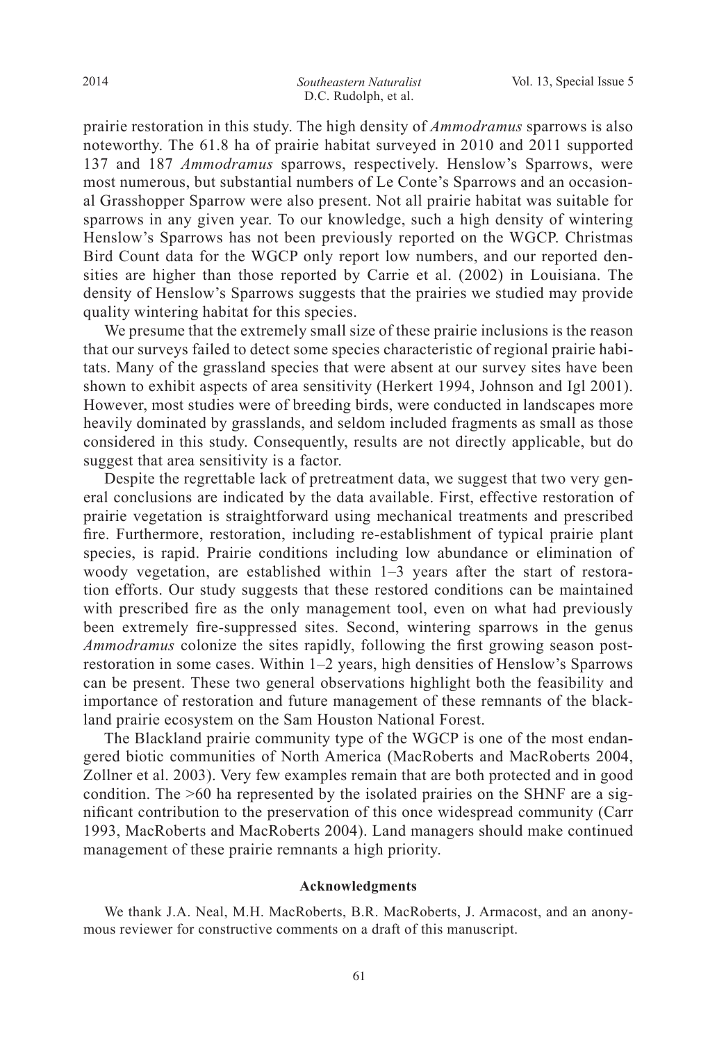prairie restoration in this study. The high density of *Ammodramus* sparrows is also noteworthy. The 61.8 ha of prairie habitat surveyed in 2010 and 2011 supported 137 and 187 *Ammodramus* sparrows, respectively. Henslow's Sparrows, were most numerous, but substantial numbers of Le Conte's Sparrows and an occasional Grasshopper Sparrow were also present. Not all prairie habitat was suitable for sparrows in any given year. To our knowledge, such a high density of wintering Henslow's Sparrows has not been previously reported on the WGCP. Christmas Bird Count data for the WGCP only report low numbers, and our reported densities are higher than those reported by Carrie et al. (2002) in Louisiana. The density of Henslow's Sparrows suggests that the prairies we studied may provide quality wintering habitat for this species.

We presume that the extremely small size of these prairie inclusions is the reason that our surveys failed to detect some species characteristic of regional prairie habitats. Many of the grassland species that were absent at our survey sites have been shown to exhibit aspects of area sensitivity (Herkert 1994, Johnson and Igl 2001). However, most studies were of breeding birds, were conducted in landscapes more heavily dominated by grasslands, and seldom included fragments as small as those considered in this study. Consequently, results are not directly applicable, but do suggest that area sensitivity is a factor.

Despite the regrettable lack of pretreatment data, we suggest that two very general conclusions are indicated by the data available. First, effective restoration of prairie vegetation is straightforward using mechanical treatments and prescribed fire. Furthermore, restoration, including re-establishment of typical prairie plant species, is rapid. Prairie conditions including low abundance or elimination of woody vegetation, are established within 1–3 years after the start of restoration efforts. Our study suggests that these restored conditions can be maintained with prescribed fire as the only management tool, even on what had previously been extremely fire-suppressed sites. Second, wintering sparrows in the genus *Ammodramus* colonize the sites rapidly, following the first growing season post-restoration in some cases. Within 1–2 years, high densities of Henslow's Sparrows can be present. These two general observations highlight both the feasibility and importance of restoration and future management of these remnants of the blackland prairie ecosystem on the Sam Houston National Forest.

The Blackland prairie community type of the WGCP is one of the most endangered biotic communities of North America (MacRoberts and MacRoberts 2004, Zollner et al. 2003). Very few examples remain that are both protected and in good condition. The >60 ha represented by the isolated prairies on the SHNF are a significant contribution to the preservation of this once widespread community (Carr 1993, MacRoberts and MacRoberts 2004). Land managers should make continued management of these prairie remnants a high priority.

## Acknowledgments

We thank J.A. Neal, M.H. MacRoberts, B.R. MacRoberts, J. Armacost, and an anonymous reviewer for constructive comments on a draft of this manuscript.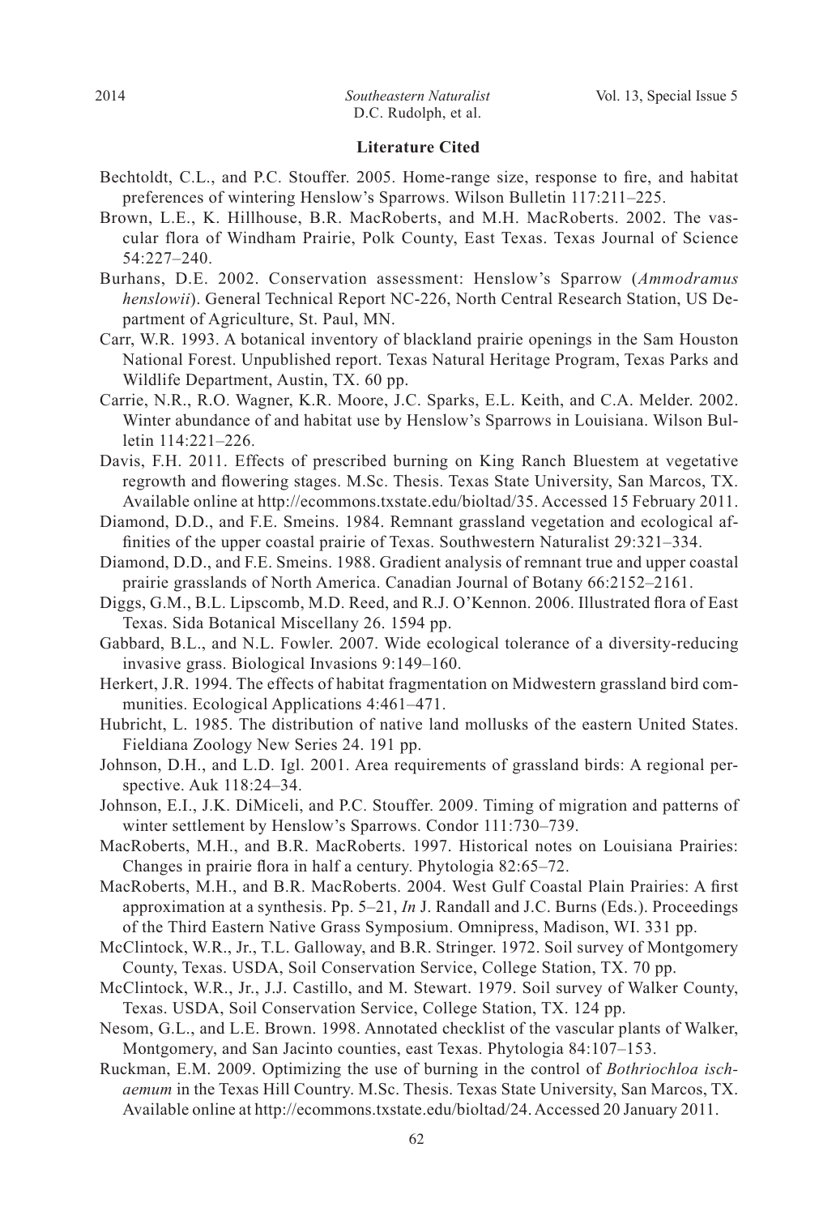## Literature Cited

Bechtoldt, C.L., and P.C. Stouffer. 2005. Home-range size, response to fire, and habitat preferences of wintering Henslow's Sparrows. Wilson Bulletin 117:211–225.

Brown, L.E., K. Hillhouse, B.R. MacRoberts, and M.H. MacRoberts. 2002. The vascular flora of Windham Prairie, Polk County, East Texas. Texas Journal of Science 54:227–240.

Burhans, D.E. 2002. Conservation assessment: Henslow's Sparrow (*Ammodramus henslowii*). General Technical Report NC-226, North Central Research Station, US Department of Agriculture, St. Paul, MN.

Carr, W.R. 1993. A botanical inventory of blackland prairie openings in the Sam Houston National Forest. Unpublished report. Texas Natural Heritage Program, Texas Parks and Wildlife Department, Austin, TX. 60 pp.

Carrie, N.R., R.O. Wagner, K.R. Moore, J.C. Sparks, E.L. Keith, and C.A. Melder. 2002. Winter abundance of and habitat use by Henslow's Sparrows in Louisiana. Wilson Bulletin 114:221–226.

Davis, F.H. 2011. Effects of prescribed burning on King Ranch Bluestem at vegetative regrowth and flowering stages. M.Sc. Thesis. Texas State University, San Marcos, TX. Available online at http://ecommons.txstate.edu/bioltad/35. Accessed 15 February 2011.

Diamond, D.D., and F.E. Smeins. 1984. Remnant grassland vegetation and ecological affinities of the upper coastal prairie of Texas. Southwestern Naturalist 29:321–334.

Diamond, D.D., and F.E. Smeins. 1988. Gradient analysis of remnant true and upper coastal prairie grasslands of North America. Canadian Journal of Botany 66:2152–2161.

Diggs, G.M., B.L. Lipscomb, M.D. Reed, and R.J. O'Kennon. 2006. Illustrated flora of East Texas. Sida Botanical Miscellany 26. 1594 pp.

Gabbard, B.L., and N.L. Fowler. 2007. Wide ecological tolerance of a diversity-reducing invasive grass. Biological Invasions 9:149–160.

Herkert, J.R. 1994. The effects of habitat fragmentation on Midwestern grassland bird communities. Ecological Applications 4:461–471.

Hubricht, L. 1985. The distribution of native land mollusks of the eastern United States. Fieldiana Zoology New Series 24. 191 pp.

Johnson, D.H., and L.D. Igl. 2001. Area requirements of grassland birds: A regional perspective. Auk 118:24–34.

Johnson, E.I., J.K. DiMiceli, and P.C. Stouffer. 2009. Timing of migration and patterns of winter settlement by Henslow's Sparrows. Condor 111:730–739.

MacRoberts, M.H., and B.R. MacRoberts. 1997. Historical notes on Louisiana Prairies: Changes in prairie flora in half a century. Phytologia 82:65–72.

MacRoberts, M.H., and B.R. MacRoberts. 2004. West Gulf Coastal Plain Prairies: A first approximation at a synthesis. Pp. 5–21, *In* J. Randall and J.C. Burns (Eds.). Proceedings of the Third Eastern Native Grass Symposium. Omnipress, Madison, WI. 331 pp.

McClintock, W.R., Jr., T.L. Galloway, and B.R. Stringer. 1972. Soil survey of Montgomery County, Texas. USDA, Soil Conservation Service, College Station, TX. 70 pp.

McClintock, W.R., Jr., J.J. Castillo, and M. Stewart. 1979. Soil survey of Walker County, Texas. USDA, Soil Conservation Service, College Station, TX. 124 pp.

Nesom, G.L., and L.E. Brown. 1998. Annotated checklist of the vascular plants of Walker, Montgomery, and San Jacinto counties, east Texas. Phytologia 84:107–153.

Ruckman, E.M. 2009. Optimizing the use of burning in the control of *Bothriochloa ischaemum* in the Texas Hill Country. M.Sc. Thesis. Texas State University, San Marcos, TX. Available online at http://ecommons.txstate.edu/bioltad/24. Accessed 20 January 2011.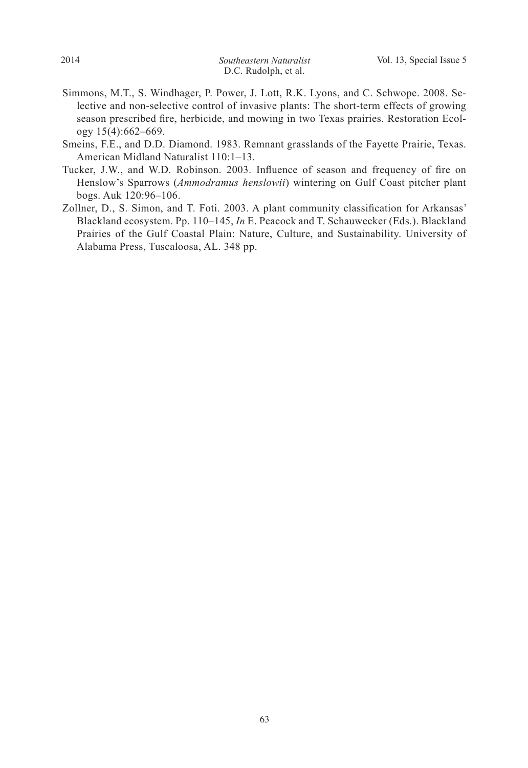Simmons, M.T., S. Windhager, P. Power, J. Lott, R.K. Lyons, and C. Schwope. 2008. Selective and non-selective control of invasive plants: The short-term effects of growing season prescribed fire, herbicide, and mowing in two Texas prairies. Restoration Ecology 15(4):662–669.

Smeins, F.E., and D.D. Diamond. 1983. Remnant grasslands of the Fayette Prairie, Texas. American Midland Naturalist 110:1–13.

Tucker, J.W., and W.D. Robinson. 2003. Influence of season and frequency of fire on Henslow's Sparrows (*Ammodramus henslowii*) wintering on Gulf Coast pitcher plant bogs. Auk 120:96–106.

Zollner, D., S. Simon, and T. Foti. 2003. A plant community classification for Arkansas' Blackland ecosystem. Pp. 110–145, *In* E. Peacock and T. Schauwecker (Eds.). Blackland Prairies of the Gulf Coastal Plain: Nature, Culture, and Sustainability. University of Alabama Press, Tuscaloosa, AL. 348 pp.